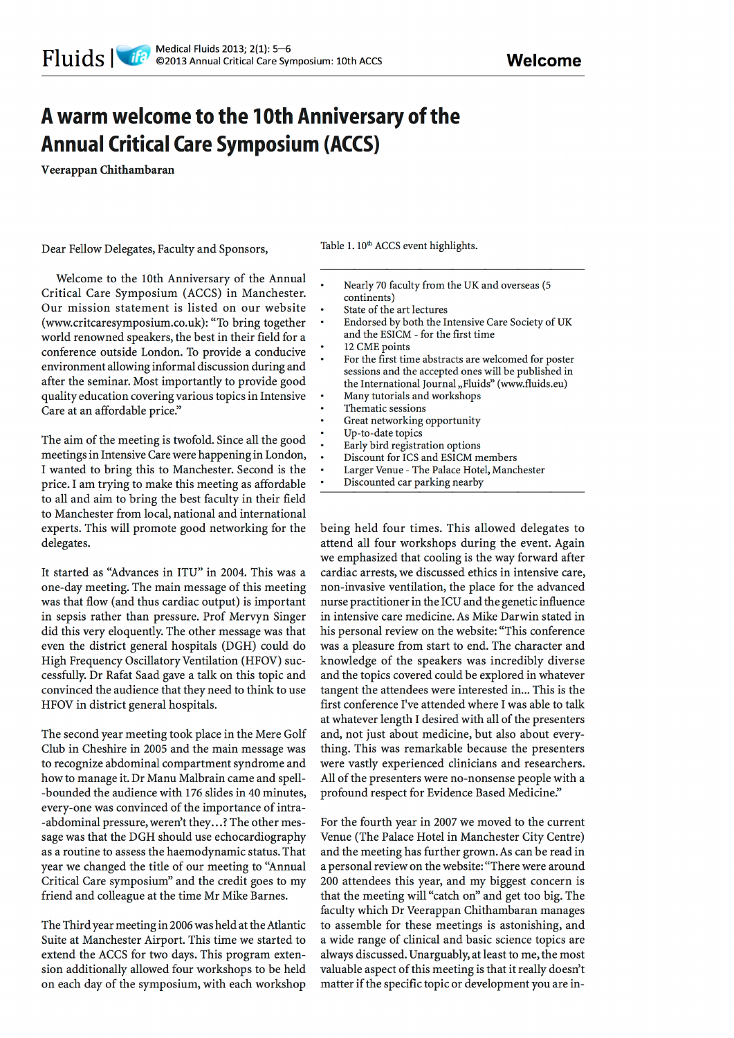# A warm welcome to the 10th Anniversary of the Annual Critical Care Symposium (ACCS)

**Veerappan Chithambaran**

Dear Fellow Delegates, Faculty and Sponsors,

Welcome to the 10th Anniversary of the Annual Critical Care Symposium (ACCS) in Manchester. Our mission statement is listed on our website (www.critcaresymposium.co.uk): "To bring together world renowned speakers, the best in their field for a conference outside London. To provide a conducive environment allowing informal discussion during and after the seminar. Most importantly to provide good quality education covering various topics in Intensive Care at an affordable price."

The aim of the meeting is twofold. Since all the good meetings in Intensive Care were happening in London, I wanted to bring this to Manchester. Second is the price. I am trying to make this meeting as affordable to all and aim to bring the best faculty in their field to Manchester from local, national and international experts. This will promote good networking for the delegates.

It started as "Advances in ITU" in 2004. This was a one-day meeting. The main message of this meeting was that flow (and thus cardiac output) is important in sepsis rather than pressure. Prof Mervyn Singer did this very eloquently. The other message was that even the district general hospitals (DGH) could do High Frequency Oscillatory Ventilation (HFOV) successfully. Dr Rafat Saad gave a talk on this topic and convinced the audience that they need to think to use HFOV in district general hospitals.

The second year meeting took place in the Mere Golf Club in Cheshire in 2005 and the main message was to recognize abdominal compartment syndrome and how to manage it. Dr Manu Malbrain came and spell-bounded the audience with 176 slides in 40 minutes, every-one was convinced of the importance of intra-abdominal pressure, weren't they…? The other message was that the DGH should use echocardiography as a routine to assess the haemodynamic status. That year we changed the title of our meeting to "Annual Critical Care symposium" and the credit goes to my friend and colleague at the time Mr Mike Barnes.

The Third year meeting in 2006 was held at the Atlantic Suite at Manchester Airport. This time we started to extend the ACCS for two days. This program extension additionally allowed four workshops to be held on each day of the symposium, with each workshop being held four times. This allowed delegates to attend all four workshops during the event. Again we emphasized that cooling is the way forward after cardiac arrests, we discussed ethics in intensive care, non-invasive ventilation, the place for the advanced nurse practitioner in the ICU and the genetic influence in intensive care medicine. As Mike Darwin stated in his personal review on the website: "This conference was a pleasure from start to end. The character and knowledge of the speakers was incredibly diverse and the topics covered could be explored in whatever tangent the attendees were interested in… This is the first conference I've attended where I was able to talk at whatever length I desired with all of the presenters and, not just about medicine, but also about everything. This was remarkable because the presenters were vastly experienced clinicians and researchers. All of the presenters were no-nonsense people with a profound respect for Evidence Based Medicine."

Table 1. 10th ACCS event highlights.

- Nearly 70 faculty from the UK and overseas (5 continents)
- State of the art lectures
- Endorsed by both the Intensive Care Society of UK and the ESICM - for the first time
- 12 CME points
- For the first time abstracts are welcomed for poster sessions and the accepted ones will be published in the International Journal „Fluids" (www.fluids.eu)
- Many tutorials and workshops
- Thematic sessions
- Great networking opportunity
- Up-to-date topics
- Early bird registration options
- Discount for ICS and ESICM members
- Larger Venue - The Palace Hotel, Manchester
- Discounted car parking nearby

For the fourth year in 2007 we moved to the current Venue (The Palace Hotel in Manchester City Centre) and the meeting has further grown. As can be read in a personal review on the website: "There were around 200 attendees this year, and my biggest concern is that the meeting will "catch on" and get too big. The faculty which Dr Veerappan Chithambaran manages to assemble for these meetings is astonishing, and a wide range of clinical and basic science topics are always discussed. Unarguably, at least to me, the most valuable aspect of this meeting is that it really doesn't matter if the specific topic or development you are in-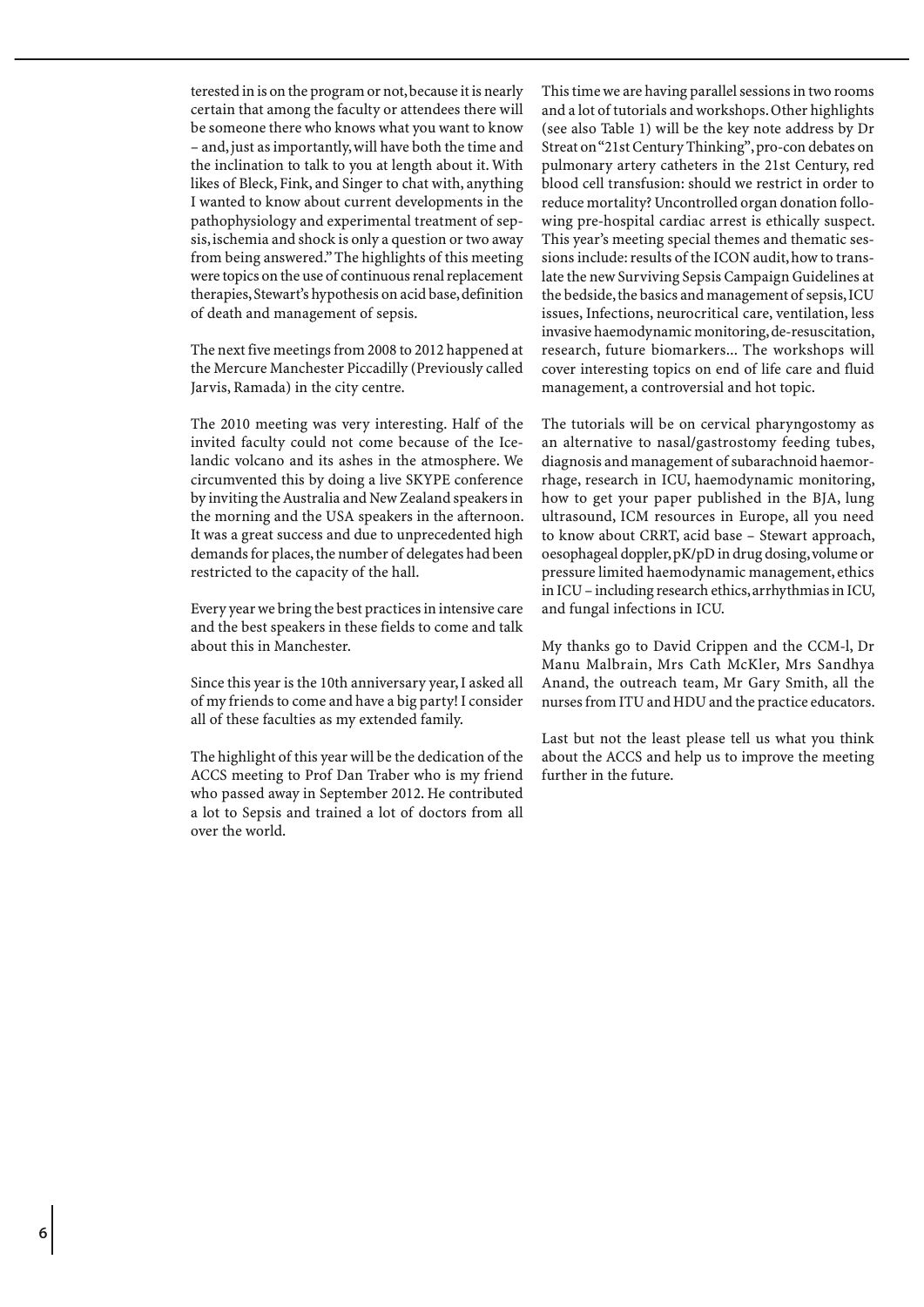terested in is on the program or not, because it is nearly certain that among the faculty or attendees there will be someone there who knows what you want to know – and, just as importantly, will have both the time and the inclination to talk to you at length about it. With likes of Bleck, Fink, and Singer to chat with, anything I wanted to know about current developments in the pathophysiology and experimental treatment of sepsis, ischemia and shock is only a question or two away from being answered." The highlights of this meeting were topics on the use of continuous renal replacement therapies, Stewart's hypothesis on acid base, definition of death and management of sepsis.

The next five meetings from 2008 to 2012 happened at the Mercure Manchester Piccadilly (Previously called Jarvis, Ramada) in the city centre.

The 2010 meeting was very interesting. Half of the invited faculty could not come because of the Icelandic volcano and its ashes in the atmosphere. We circumvented this by doing a live SKYPE conference by inviting the Australia and New Zealand speakers in the morning and the USA speakers in the afternoon. It was a great success and due to unprecedented high demands for places, the number of delegates had been restricted to the capacity of the hall.

Every year we bring the best practices in intensive care and the best speakers in these fields to come and talk about this in Manchester.

Since this year is the 10th anniversary year, I asked all of my friends to come and have a big party! I consider all of these faculties as my extended family.

The highlight of this year will be the dedication of the ACCS meeting to Prof Dan Traber who is my friend who passed away in September 2012. He contributed a lot to Sepsis and trained a lot of doctors from all over the world.

This time we are having parallel sessions in two rooms and a lot of tutorials and workshops. Other highlights (see also Table 1) will be the key note address by Dr Streat on "21st Century Thinking", pro-con debates on pulmonary artery catheters in the 21st Century, red blood cell transfusion: should we restrict in order to reduce mortality? Uncontrolled organ donation following pre-hospital cardiac arrest is ethically suspect. This year's meeting special themes and thematic sessions include: results of the ICON audit, how to translate the new Surviving Sepsis Campaign Guidelines at the bedside, the basics and management of sepsis, ICU issues, Infections, neurocritical care, ventilation, less invasive haemodynamic monitoring, de-resuscitation, research, future biomarkers... The workshops will cover interesting topics on end of life care and fluid management, a controversial and hot topic.

The tutorials will be on cervical pharyngostomy as an alternative to nasal/gastrostomy feeding tubes, diagnosis and management of subarachnoid haemorrhage, research in ICU, haemodynamic monitoring, how to get your paper published in the BJA, lung ultrasound, ICM resources in Europe, all you need to know about CRRT, acid base – Stewart approach, oesophageal doppler, pK/pD in drug dosing, volume or pressure limited haemodynamic management, ethics in ICU – including research ethics, arrhythmias in ICU, and fungal infections in ICU.

My thanks go to David Crippen and the CCM-l, Dr Manu Malbrain, Mrs Cath McKler, Mrs Sandhya Anand, the outreach team, Mr Gary Smith, all the nurses from ITU and HDU and the practice educators.

Last but not the least please tell us what you think about the ACCS and help us to improve the meeting further in the future.